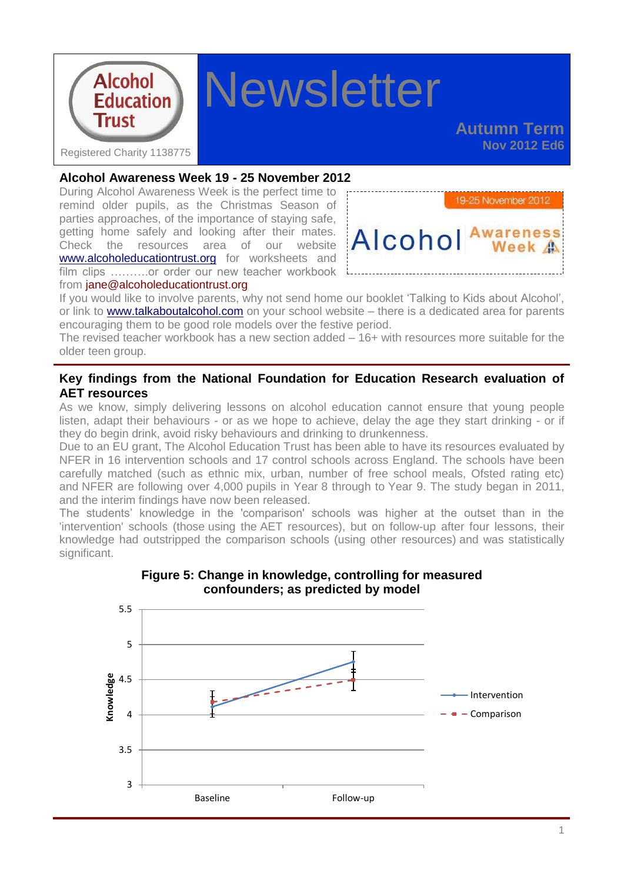Alcohol Education Trust

Registered Charity 1138775

# Newsletter

**Autumn Term**
**Nov 2012 Ed6**

## Alcohol Awareness Week 19 - 25 November 2012

During Alcohol Awareness Week is the perfect time to remind older pupils, as the Christmas Season of parties approaches, of the importance of staying safe, getting home safely and looking after their mates. Check the resources area of our website www.alcoholeducationtrust.org for worksheets and film clips ……….or order our new teacher workbook from jane@alcoholeducationtrust.org

19-25 November 2012 Alcohol Awareness Week

If you would like to involve parents, why not send home our booklet 'Talking to Kids about Alcohol', or link to www.talkaboutalcohol.com on your school website – there is a dedicated area for parents encouraging them to be good role models over the festive period.

The revised teacher workbook has a new section added – 16+ with resources more suitable for the older teen group.

## Key findings from the National Foundation for Education Research evaluation of AET resources

As we know, simply delivering lessons on alcohol education cannot ensure that young people listen, adapt their behaviours - or as we hope to achieve, delay the age they start drinking - or if they do begin drink, avoid risky behaviours and drinking to drunkenness.

Due to an EU grant, The Alcohol Education Trust has been able to have its resources evaluated by NFER in 16 intervention schools and 17 control schools across England. The schools have been carefully matched (such as ethnic mix, urban, number of free school meals, Ofsted rating etc) and NFER are following over 4,000 pupils in Year 8 through to Year 9. The study began in 2011, and the interim findings have now been released.

The students' knowledge in the 'comparison' schools was higher at the outset than in the 'intervention' schools (those using the AET resources), but on follow-up after four lessons, their knowledge had outstripped the comparison schools (using other resources) and was statistically significant.

**Figure 5: Change in knowledge, controlling for measured confounders; as predicted by model**

| | Baseline | Follow-up |
|---|---|---|
| Intervention | ~4.1 | ~4.75 |
| Comparison | ~4.2 | ~4.5 |

(Y-axis: Knowledge, 3 to 5.5)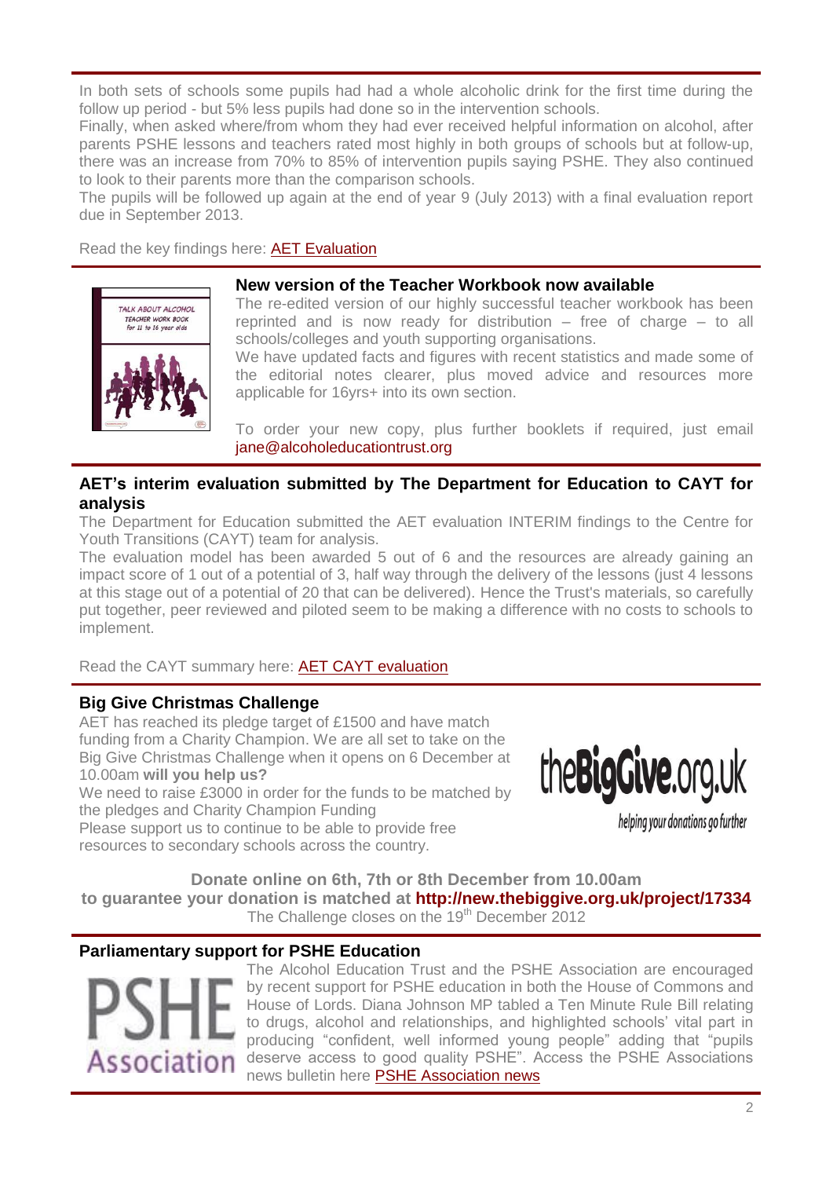In both sets of schools some pupils had had a whole alcoholic drink for the first time during the follow up period - but 5% less pupils had done so in the intervention schools.

Finally, when asked where/from whom they had ever received helpful information on alcohol, after parents PSHE lessons and teachers rated most highly in both groups of schools but at follow-up, there was an increase from 70% to 85% of intervention pupils saying PSHE. They also continued to look to their parents more than the comparison schools.

The pupils will be followed up again at the end of year 9 (July 2013) with a final evaluation report due in September 2013.

Read the key findings here: AET Evaluation

## New version of the Teacher Workbook now available

The re-edited version of our highly successful teacher workbook has been reprinted and is now ready for distribution – free of charge – to all schools/colleges and youth supporting organisations.

We have updated facts and figures with recent statistics and made some of the editorial notes clearer, plus moved advice and resources more applicable for 16yrs+ into its own section.

To order your new copy, plus further booklets if required, just email jane@alcoholeducationtrust.org

## AET's interim evaluation submitted by The Department for Education to CAYT for analysis

The Department for Education submitted the AET evaluation INTERIM findings to the Centre for Youth Transitions (CAYT) team for analysis.

The evaluation model has been awarded 5 out of 6 and the resources are already gaining an impact score of 1 out of a potential of 3, half way through the delivery of the lessons (just 4 lessons at this stage out of a potential of 20 that can be delivered). Hence the Trust's materials, so carefully put together, peer reviewed and piloted seem to be making a difference with no costs to schools to implement.

Read the CAYT summary here: AET CAYT evaluation

## Big Give Christmas Challenge

AET has reached its pledge target of £1500 and have match funding from a Charity Champion. We are all set to take on the Big Give Christmas Challenge when it opens on 6 December at 10.00am **will you help us?**

We need to raise £3000 in order for the funds to be matched by the pledges and Charity Champion Funding

Please support us to continue to be able to provide free resources to secondary schools across the country.

theBigGive.org.uk

helping your donations go further

**Donate online on 6th, 7th or 8th December from 10.00am to guarantee your donation is matched at http://new.thebiggive.org.uk/project/17334**

The Challenge closes on the 19th December 2012

## Parliamentary support for PSHE Education

PSHE Association

The Alcohol Education Trust and the PSHE Association are encouraged by recent support for PSHE education in both the House of Commons and House of Lords. Diana Johnson MP tabled a Ten Minute Rule Bill relating to drugs, alcohol and relationships, and highlighted schools' vital part in producing "confident, well informed young people" adding that "pupils deserve access to good quality PSHE". Access the PSHE Associations news bulletin here PSHE Association news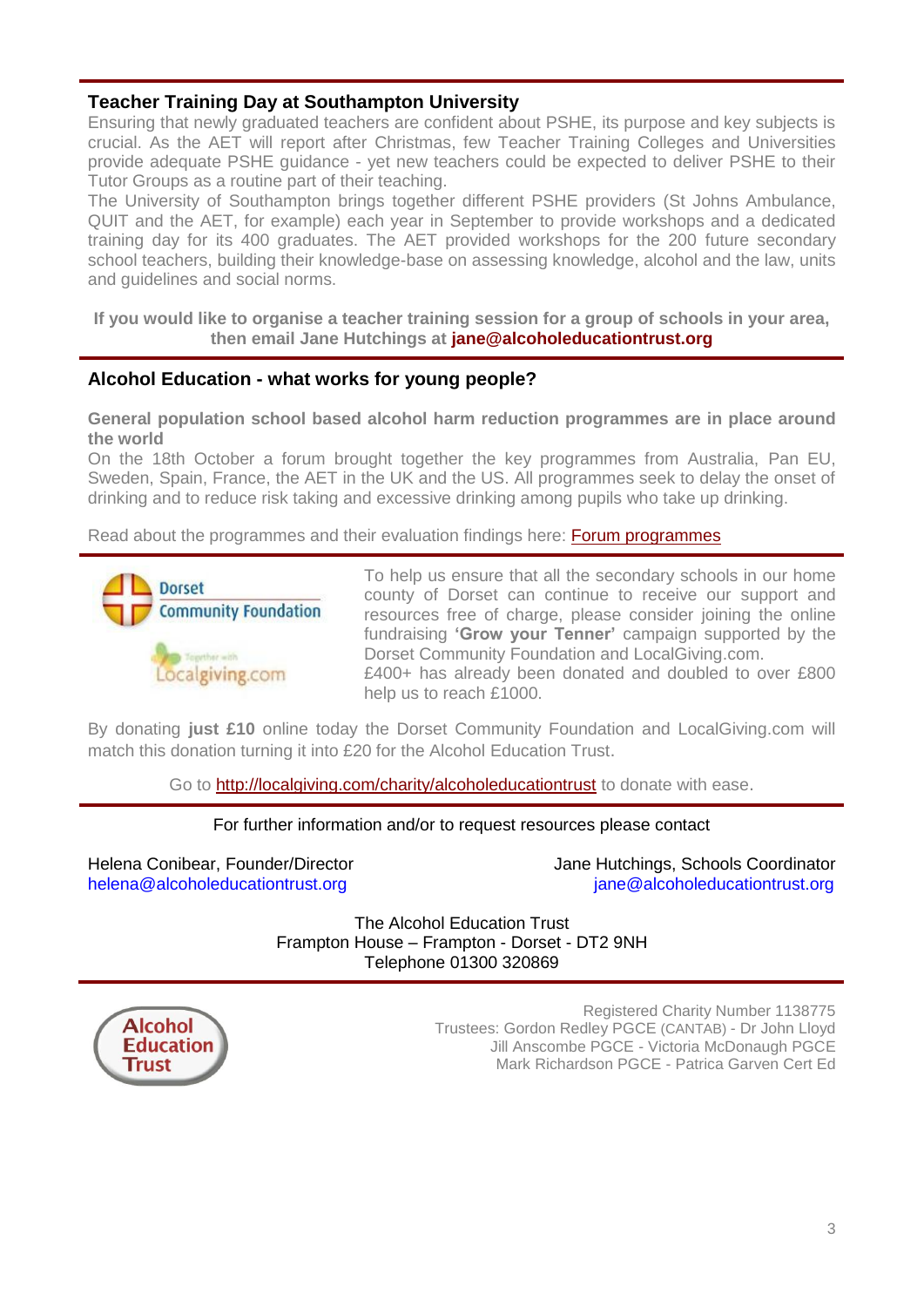## Teacher Training Day at Southampton University

Ensuring that newly graduated teachers are confident about PSHE, its purpose and key subjects is crucial. As the AET will report after Christmas, few Teacher Training Colleges and Universities provide adequate PSHE guidance - yet new teachers could be expected to deliver PSHE to their Tutor Groups as a routine part of their teaching.

The University of Southampton brings together different PSHE providers (St Johns Ambulance, QUIT and the AET, for example) each year in September to provide workshops and a dedicated training day for its 400 graduates. The AET provided workshops for the 200 future secondary school teachers, building their knowledge-base on assessing knowledge, alcohol and the law, units and guidelines and social norms.

**If you would like to organise a teacher training session for a group of schools in your area, then email Jane Hutchings at jane@alcoholeducationtrust.org**

## Alcohol Education - what works for young people?

**General population school based alcohol harm reduction programmes are in place around the world**

On the 18th October a forum brought together the key programmes from Australia, Pan EU, Sweden, Spain, France, the AET in the UK and the US. All programmes seek to delay the onset of drinking and to reduce risk taking and excessive drinking among pupils who take up drinking.

Read about the programmes and their evaluation findings here: Forum programmes

Dorset Community Foundation

Together with Localgiving.com

To help us ensure that all the secondary schools in our home county of Dorset can continue to receive our support and resources free of charge, please consider joining the online fundraising **'Grow your Tenner'** campaign supported by the Dorset Community Foundation and LocalGiving.com.

£400+ has already been donated and doubled to over £800 help us to reach £1000.

By donating **just £10** online today the Dorset Community Foundation and LocalGiving.com will match this donation turning it into £20 for the Alcohol Education Trust.

Go to http://localgiving.com/charity/alcoholeducationtrust to donate with ease.

For further information and/or to request resources please contact

Helena Conibear, Founder/Director
helena@alcoholeducationtrust.org

Jane Hutchings, Schools Coordinator
jane@alcoholeducationtrust.org

The Alcohol Education Trust
Frampton House – Frampton - Dorset - DT2 9NH
Telephone 01300 320869

Alcohol Education Trust

Registered Charity Number 1138775
Trustees: Gordon Redley PGCE (CANTAB) - Dr John Lloyd
Jill Anscombe PGCE - Victoria McDonaugh PGCE
Mark Richardson PGCE - Patrica Garven Cert Ed